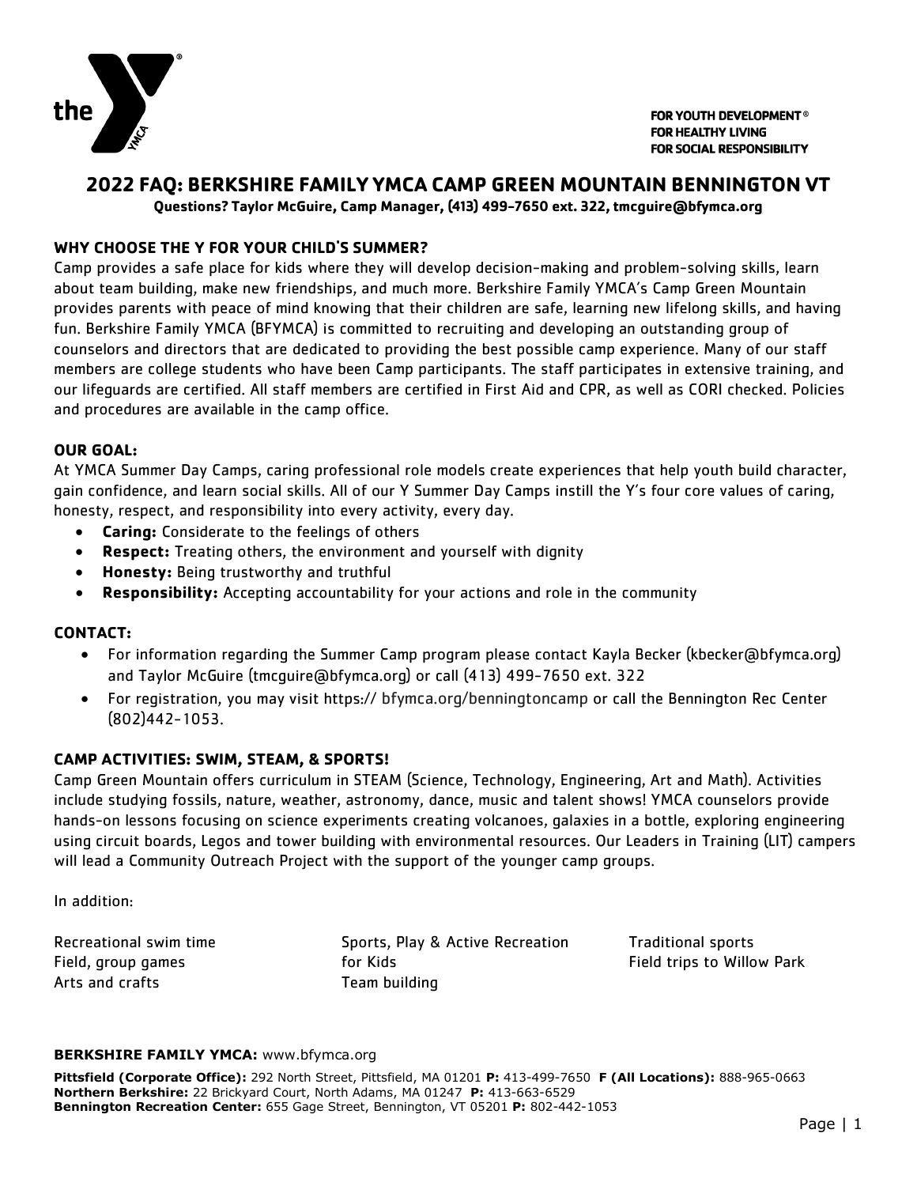FOR YOUTH DEVELOPMENT®
FOR HEALTHY LIVING
FOR SOCIAL RESPONSIBILITY

# 2022 FAQ: BERKSHIRE FAMILY YMCA CAMP GREEN MOUNTAIN BENNINGTON VT

**Questions? Taylor McGuire, Camp Manager, (413) 499-7650 ext. 322, tmcguire@bfymca.org**

## WHY CHOOSE THE Y FOR YOUR CHILD'S SUMMER?

Camp provides a safe place for kids where they will develop decision-making and problem-solving skills, learn about team building, make new friendships, and much more. Berkshire Family YMCA's Camp Green Mountain provides parents with peace of mind knowing that their children are safe, learning new lifelong skills, and having fun. Berkshire Family YMCA (BFYMCA) is committed to recruiting and developing an outstanding group of counselors and directors that are dedicated to providing the best possible camp experience. Many of our staff members are college students who have been Camp participants. The staff participates in extensive training, and our lifeguards are certified. All staff members are certified in First Aid and CPR, as well as CORI checked. Policies and procedures are available in the camp office.

## OUR GOAL:

At YMCA Summer Day Camps, caring professional role models create experiences that help youth build character, gain confidence, and learn social skills. All of our Y Summer Day Camps instill the Y's four core values of caring, honesty, respect, and responsibility into every activity, every day.

- **Caring:** Considerate to the feelings of others
- **Respect:** Treating others, the environment and yourself with dignity
- **Honesty:** Being trustworthy and truthful
- **Responsibility:** Accepting accountability for your actions and role in the community

## CONTACT:

- For information regarding the Summer Camp program please contact Kayla Becker (kbecker@bfymca.org) and Taylor McGuire (tmcguire@bfymca.org) or call (413) 499-7650 ext. 322
- For registration, you may visit https:// bfymca.org/benningtoncamp or call the Bennington Rec Center (802)442-1053.

## CAMP ACTIVITIES: SWIM, STEAM, & SPORTS!

Camp Green Mountain offers curriculum in STEAM (Science, Technology, Engineering, Art and Math). Activities include studying fossils, nature, weather, astronomy, dance, music and talent shows! YMCA counselors provide hands-on lessons focusing on science experiments creating volcanoes, galaxies in a bottle, exploring engineering using circuit boards, Legos and tower building with environmental resources. Our Leaders in Training (LIT) campers will lead a Community Outreach Project with the support of the younger camp groups.

In addition:

Recreational swim time
Field, group games
Arts and crafts
Sports, Play & Active Recreation for Kids
Team building
Traditional sports
Field trips to Willow Park

**BERKSHIRE FAMILY YMCA:** www.bfymca.org

**Pittsfield (Corporate Office):** 292 North Street, Pittsfield, MA 01201 **P:** 413-499-7650 **F (All Locations):** 888-965-0663
**Northern Berkshire:** 22 Brickyard Court, North Adams, MA 01247 **P:** 413-663-6529
**Bennington Recreation Center:** 655 Gage Street, Bennington, VT 05201 **P:** 802-442-1053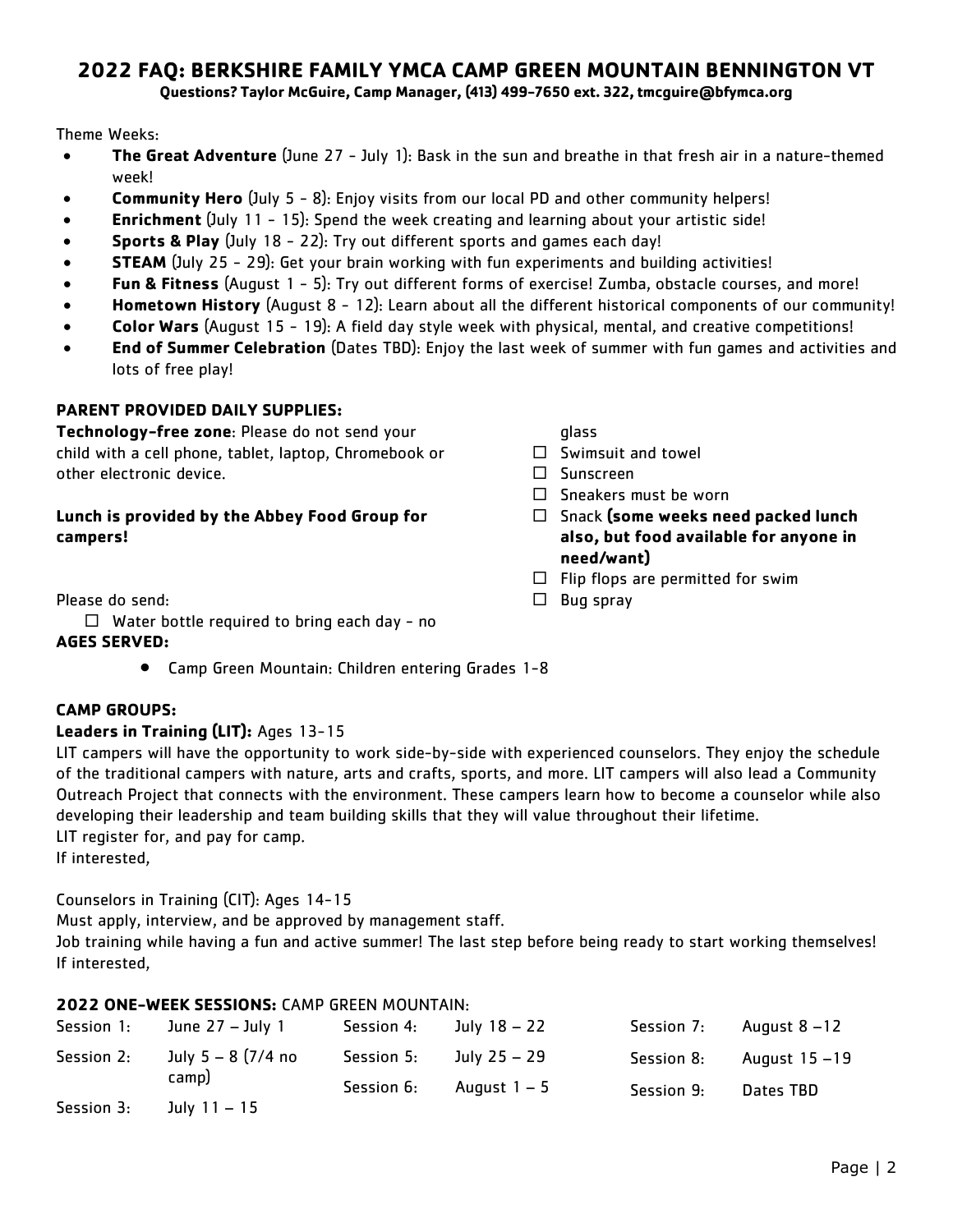## 2022 FAQ: BERKSHIRE FAMILY YMCA CAMP GREEN MOUNTAIN BENNINGTON VT

**Questions? Taylor McGuire, Camp Manager, (413) 499-7650 ext. 322, tmcguire@bfymca.org**

Theme Weeks:

- **The Great Adventure** (June 27 - July 1): Bask in the sun and breathe in that fresh air in a nature-themed week!
- **Community Hero** (July 5 - 8): Enjoy visits from our local PD and other community helpers!
- **Enrichment** (July 11 - 15): Spend the week creating and learning about your artistic side!
- **Sports & Play** (July 18 - 22): Try out different sports and games each day!
- **STEAM** (July 25 - 29): Get your brain working with fun experiments and building activities!
- **Fun & Fitness** (August 1 - 5): Try out different forms of exercise! Zumba, obstacle courses, and more!
- **Hometown History** (August 8 - 12): Learn about all the different historical components of our community!
- **Color Wars** (August 15 - 19): A field day style week with physical, mental, and creative competitions!
- **End of Summer Celebration** (Dates TBD): Enjoy the last week of summer with fun games and activities and lots of free play!

**PARENT PROVIDED DAILY SUPPLIES:**

**Technology-free zone**: Please do not send your child with a cell phone, tablet, laptop, Chromebook or other electronic device.

**Lunch is provided by the Abbey Food Group for campers!**

Please do send:

- ☐ Water bottle required to bring each day - no glass
- ☐ Swimsuit and towel
- ☐ Sunscreen
- ☐ Sneakers must be worn
- ☐ Snack **(some weeks need packed lunch also, but food available for anyone in need/want)**
- ☐ Flip flops are permitted for swim
- ☐ Bug spray

**AGES SERVED:**

- Camp Green Mountain: Children entering Grades 1-8

**CAMP GROUPS:**

**Leaders in Training (LIT):** Ages 13-15

LIT campers will have the opportunity to work side-by-side with experienced counselors. They enjoy the schedule of the traditional campers with nature, arts and crafts, sports, and more. LIT campers will also lead a Community Outreach Project that connects with the environment. These campers learn how to become a counselor while also developing their leadership and team building skills that they will value throughout their lifetime.
LIT register for, and pay for camp.
If interested,

Counselors in Training (CIT): Ages 14-15
Must apply, interview, and be approved by management staff.
Job training while having a fun and active summer! The last step before being ready to start working themselves!
If interested,

**2022 ONE-WEEK SESSIONS:** CAMP GREEN MOUNTAIN:

| Session | Dates | Session | Dates | Session | Dates |
|---|---|---|---|---|---|
| Session 1: | June 27 – July 1 | Session 4: | July 18 – 22 | Session 7: | August 8 –12 |
| Session 2: | July 5 – 8 (7/4 no camp) | Session 5: | July 25 – 29 | Session 8: | August 15 –19 |
| Session 3: | July 11 – 15 | Session 6: | August 1 – 5 | Session 9: | Dates TBD |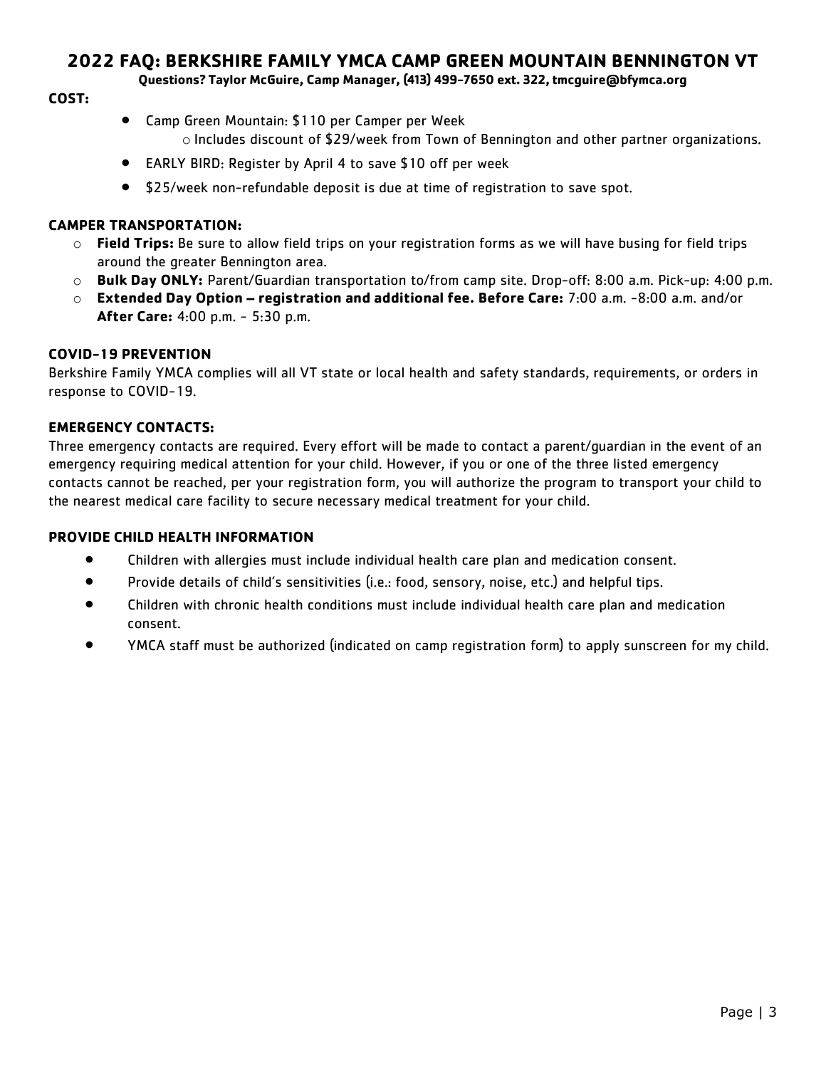# 2022 FAQ: BERKSHIRE FAMILY YMCA CAMP GREEN MOUNTAIN BENNINGTON VT

**Questions? Taylor McGuire, Camp Manager, (413) 499-7650 ext. 322, tmcguire@bfymca.org**

**COST:**

- Camp Green Mountain: $110 per Camper per Week
  - Includes discount of $29/week from Town of Bennington and other partner organizations.
- EARLY BIRD: Register by April 4 to save $10 off per week
- $25/week non-refundable deposit is due at time of registration to save spot.

**CAMPER TRANSPORTATION:**

- **Field Trips:** Be sure to allow field trips on your registration forms as we will have busing for field trips around the greater Bennington area.
- **Bulk Day ONLY:** Parent/Guardian transportation to/from camp site. Drop-off: 8:00 a.m. Pick-up: 4:00 p.m.
- **Extended Day Option – registration and additional fee. Before Care:** 7:00 a.m. -8:00 a.m. and/or **After Care:** 4:00 p.m. - 5:30 p.m.

**COVID-19 PREVENTION**

Berkshire Family YMCA complies will all VT state or local health and safety standards, requirements, or orders in response to COVID-19.

**EMERGENCY CONTACTS:**

Three emergency contacts are required. Every effort will be made to contact a parent/guardian in the event of an emergency requiring medical attention for your child. However, if you or one of the three listed emergency contacts cannot be reached, per your registration form, you will authorize the program to transport your child to the nearest medical care facility to secure necessary medical treatment for your child.

**PROVIDE CHILD HEALTH INFORMATION**

- Children with allergies must include individual health care plan and medication consent.
- Provide details of child's sensitivities (i.e.: food, sensory, noise, etc.) and helpful tips.
- Children with chronic health conditions must include individual health care plan and medication consent.
- YMCA staff must be authorized (indicated on camp registration form) to apply sunscreen for my child.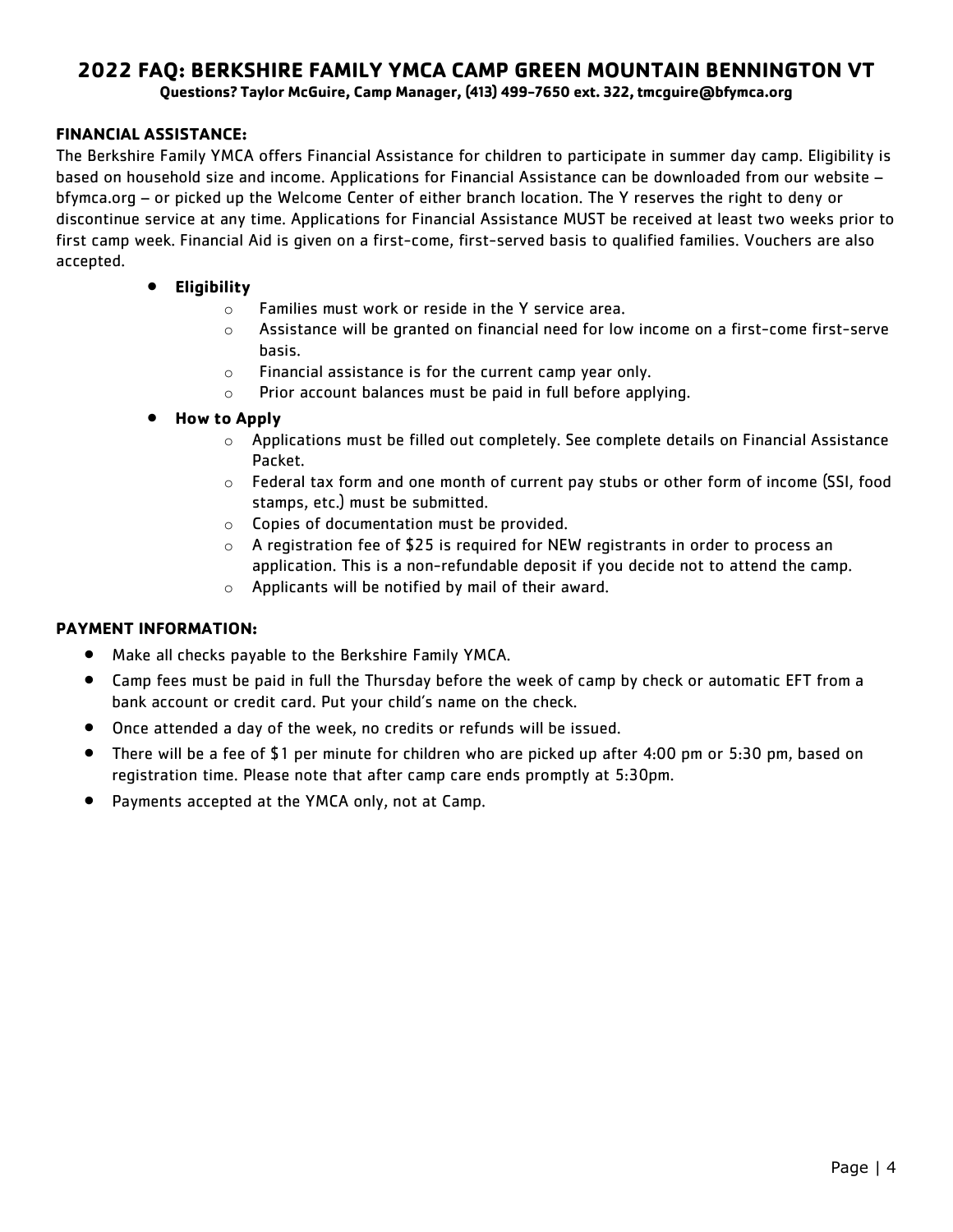# 2022 FAQ: BERKSHIRE FAMILY YMCA CAMP GREEN MOUNTAIN BENNINGTON VT

**Questions? Taylor McGuire, Camp Manager, (413) 499-7650 ext. 322, tmcguire@bfymca.org**

## FINANCIAL ASSISTANCE:

The Berkshire Family YMCA offers Financial Assistance for children to participate in summer day camp. Eligibility is based on household size and income. Applications for Financial Assistance can be downloaded from our website – bfymca.org – or picked up the Welcome Center of either branch location. The Y reserves the right to deny or discontinue service at any time. Applications for Financial Assistance MUST be received at least two weeks prior to first camp week. Financial Aid is given on a first-come, first-served basis to qualified families. Vouchers are also accepted.

- **Eligibility**
  - Families must work or reside in the Y service area.
  - Assistance will be granted on financial need for low income on a first-come first-serve basis.
  - Financial assistance is for the current camp year only.
  - Prior account balances must be paid in full before applying.
- **How to Apply**
  - Applications must be filled out completely. See complete details on Financial Assistance Packet.
  - Federal tax form and one month of current pay stubs or other form of income (SSI, food stamps, etc.) must be submitted.
  - Copies of documentation must be provided.
  - A registration fee of $25 is required for NEW registrants in order to process an application. This is a non-refundable deposit if you decide not to attend the camp.
  - Applicants will be notified by mail of their award.

## PAYMENT INFORMATION:

- Make all checks payable to the Berkshire Family YMCA.
- Camp fees must be paid in full the Thursday before the week of camp by check or automatic EFT from a bank account or credit card. Put your child's name on the check.
- Once attended a day of the week, no credits or refunds will be issued.
- There will be a fee of $1 per minute for children who are picked up after 4:00 pm or 5:30 pm, based on registration time. Please note that after camp care ends promptly at 5:30pm.
- Payments accepted at the YMCA only, not at Camp.